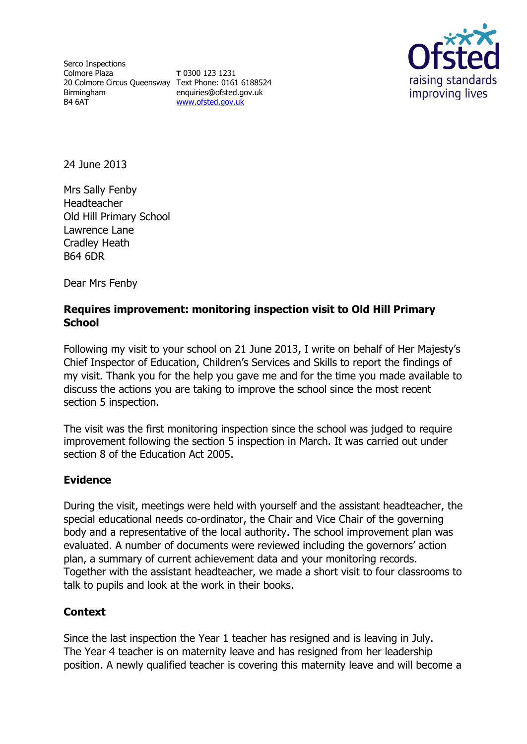Serco Inspections
Colmore Plaza
20 Colmore Circus Queensway
Birmingham
B4 6AT

**T** 0300 123 1231
Text Phone: 0161 6188524
enquiries@ofsted.gov.uk
[www.ofsted.gov.uk](http://www.ofsted.gov.uk)

Ofsted
raising standards
improving lives

24 June 2013

Mrs Sally Fenby
Headteacher
Old Hill Primary School
Lawrence Lane
Cradley Heath
B64 6DR

Dear Mrs Fenby

**Requires improvement: monitoring inspection visit to Old Hill Primary School**

Following my visit to your school on 21 June 2013, I write on behalf of Her Majesty's Chief Inspector of Education, Children's Services and Skills to report the findings of my visit. Thank you for the help you gave me and for the time you made available to discuss the actions you are taking to improve the school since the most recent section 5 inspection.

The visit was the first monitoring inspection since the school was judged to require improvement following the section 5 inspection in March. It was carried out under section 8 of the Education Act 2005.

## Evidence

During the visit, meetings were held with yourself and the assistant headteacher, the special educational needs co-ordinator, the Chair and Vice Chair of the governing body and a representative of the local authority. The school improvement plan was evaluated. A number of documents were reviewed including the governors' action plan, a summary of current achievement data and your monitoring records. Together with the assistant headteacher, we made a short visit to four classrooms to talk to pupils and look at the work in their books.

## Context

Since the last inspection the Year 1 teacher has resigned and is leaving in July. The Year 4 teacher is on maternity leave and has resigned from her leadership position. A newly qualified teacher is covering this maternity leave and will become a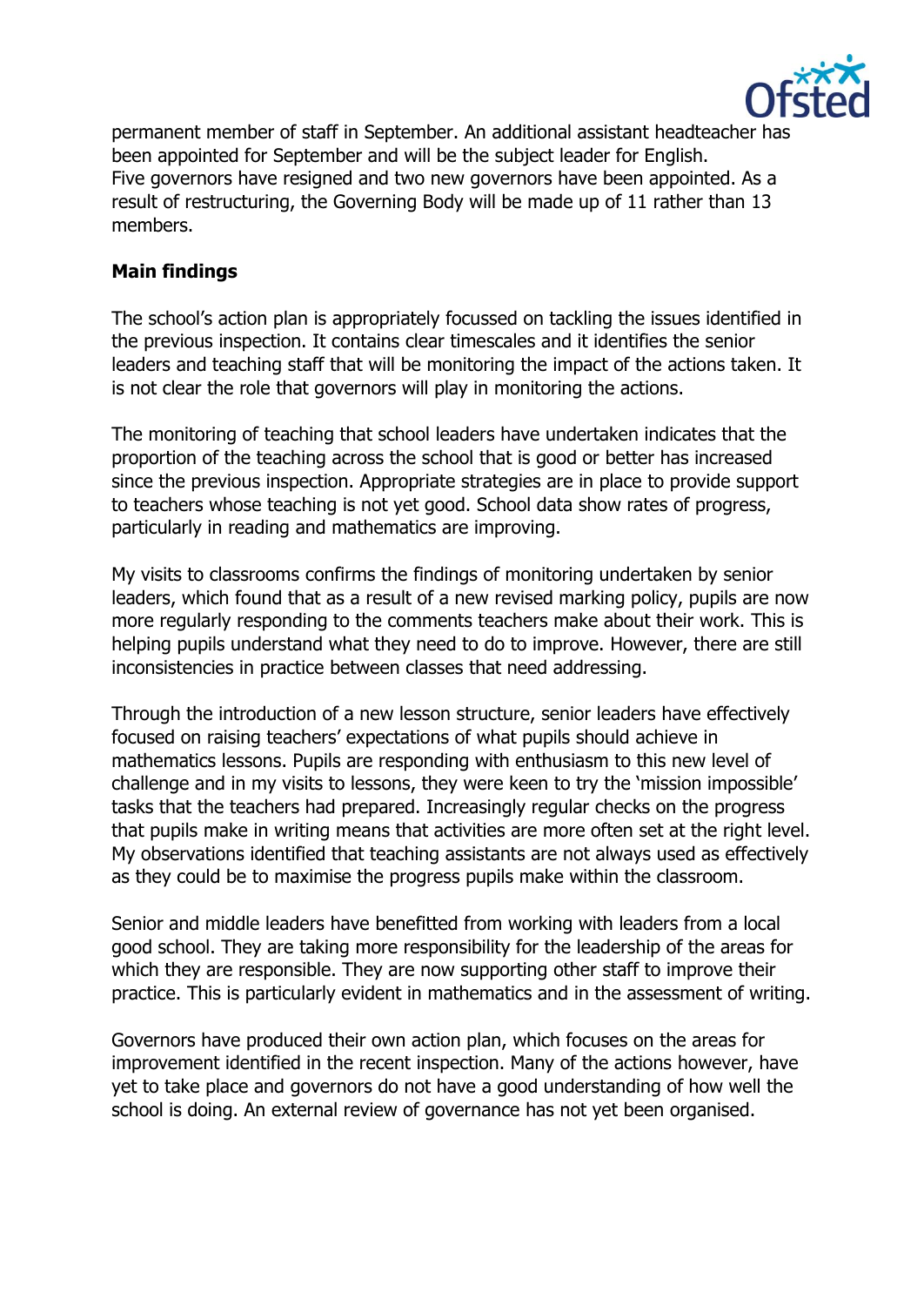permanent member of staff in September. An additional assistant headteacher has been appointed for September and will be the subject leader for English. Five governors have resigned and two new governors have been appointed. As a result of restructuring, the Governing Body will be made up of 11 rather than 13 members.

**Main findings**

The school's action plan is appropriately focussed on tackling the issues identified in the previous inspection. It contains clear timescales and it identifies the senior leaders and teaching staff that will be monitoring the impact of the actions taken. It is not clear the role that governors will play in monitoring the actions.

The monitoring of teaching that school leaders have undertaken indicates that the proportion of the teaching across the school that is good or better has increased since the previous inspection. Appropriate strategies are in place to provide support to teachers whose teaching is not yet good. School data show rates of progress, particularly in reading and mathematics are improving.

My visits to classrooms confirms the findings of monitoring undertaken by senior leaders, which found that as a result of a new revised marking policy, pupils are now more regularly responding to the comments teachers make about their work. This is helping pupils understand what they need to do to improve. However, there are still inconsistencies in practice between classes that need addressing.

Through the introduction of a new lesson structure, senior leaders have effectively focused on raising teachers' expectations of what pupils should achieve in mathematics lessons. Pupils are responding with enthusiasm to this new level of challenge and in my visits to lessons, they were keen to try the 'mission impossible' tasks that the teachers had prepared. Increasingly regular checks on the progress that pupils make in writing means that activities are more often set at the right level. My observations identified that teaching assistants are not always used as effectively as they could be to maximise the progress pupils make within the classroom.

Senior and middle leaders have benefitted from working with leaders from a local good school. They are taking more responsibility for the leadership of the areas for which they are responsible. They are now supporting other staff to improve their practice. This is particularly evident in mathematics and in the assessment of writing.

Governors have produced their own action plan, which focuses on the areas for improvement identified in the recent inspection. Many of the actions however, have yet to take place and governors do not have a good understanding of how well the school is doing. An external review of governance has not yet been organised.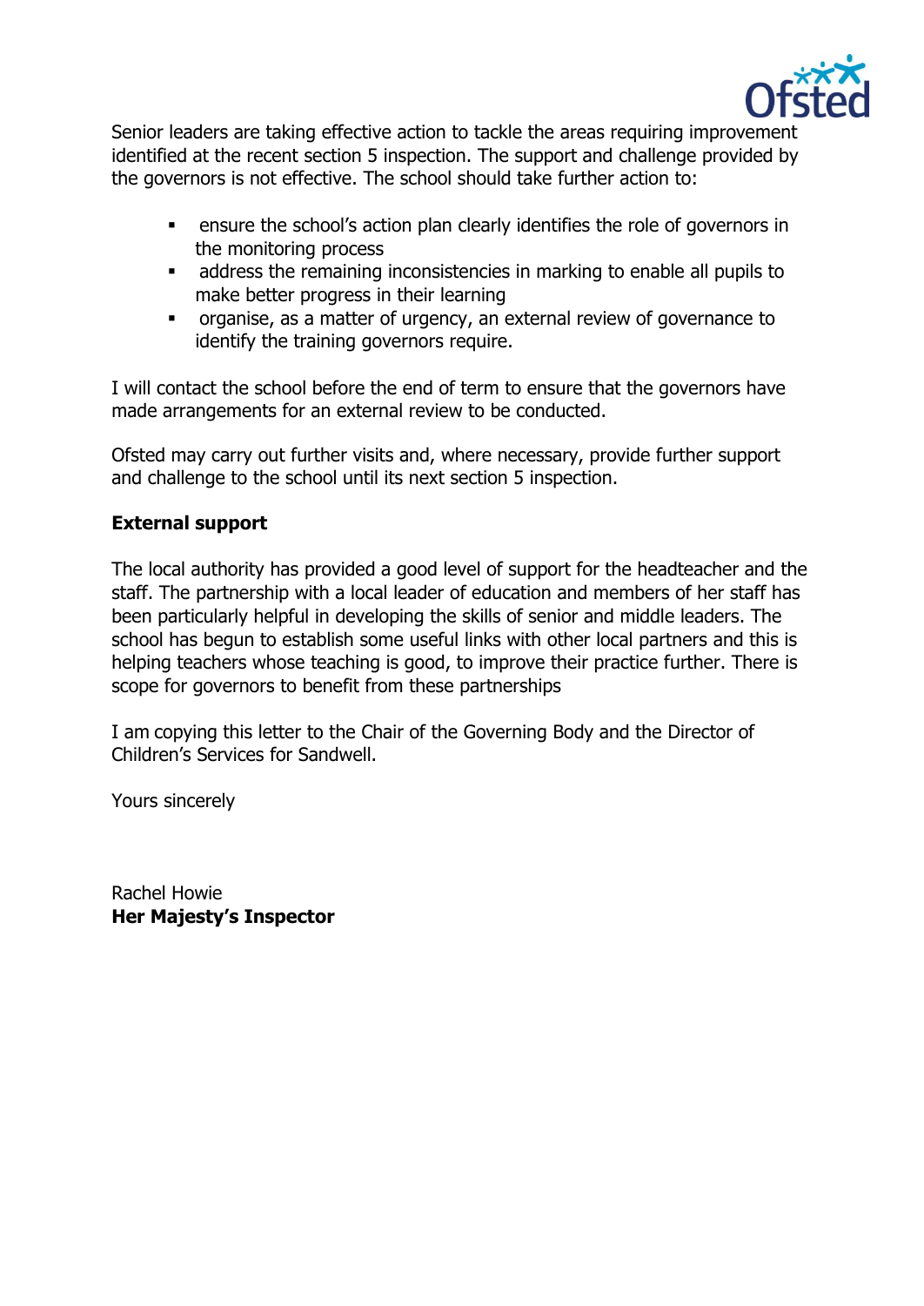Senior leaders are taking effective action to tackle the areas requiring improvement identified at the recent section 5 inspection. The support and challenge provided by the governors is not effective. The school should take further action to:

- ensure the school's action plan clearly identifies the role of governors in the monitoring process
- address the remaining inconsistencies in marking to enable all pupils to make better progress in their learning
- organise, as a matter of urgency, an external review of governance to identify the training governors require.

I will contact the school before the end of term to ensure that the governors have made arrangements for an external review to be conducted.

Ofsted may carry out further visits and, where necessary, provide further support and challenge to the school until its next section 5 inspection.

**External support**

The local authority has provided a good level of support for the headteacher and the staff. The partnership with a local leader of education and members of her staff has been particularly helpful in developing the skills of senior and middle leaders. The school has begun to establish some useful links with other local partners and this is helping teachers whose teaching is good, to improve their practice further. There is scope for governors to benefit from these partnerships

I am copying this letter to the Chair of the Governing Body and the Director of Children's Services for Sandwell.

Yours sincerely

Rachel Howie
**Her Majesty's Inspector**